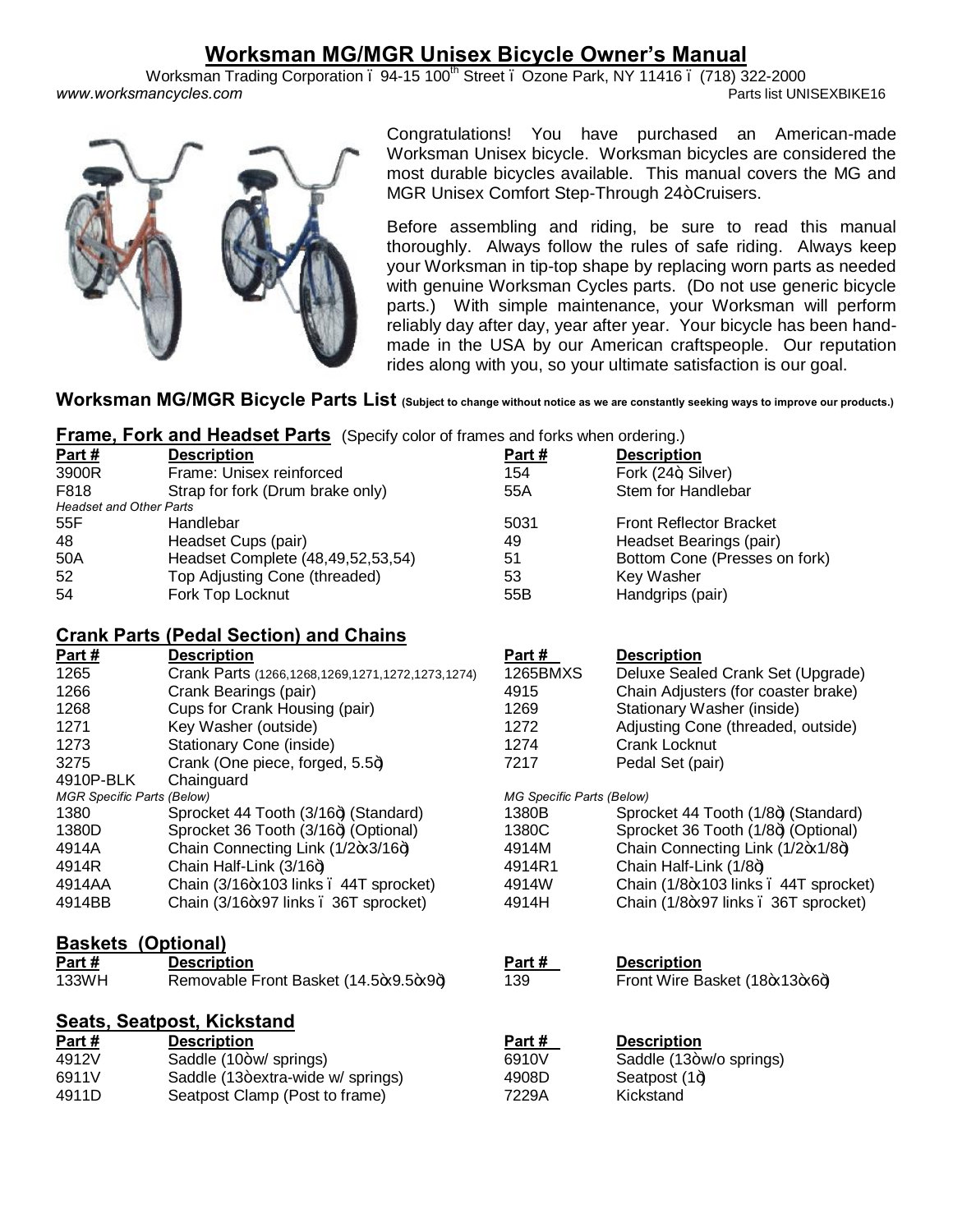# Worksman MG/MGR Unisex Bicycle Owner's Manual

Worksman Trading Corporation • 94-15 100th Street • Ozone Park, NY 11416 • (718) 322-2000

*www.worksmancycles.com* Parts list UNISEXBIKE16

Congratulations! You have purchased an American-made Worksman Unisex bicycle. Worksman bicycles are considered the most durable bicycles available. This manual covers the MG and MGR Unisex Comfort Step-Through 24" Cruisers.

Before assembling and riding, be sure to read this manual thoroughly. Always follow the rules of safe riding. Always keep your Worksman in tip-top shape by replacing worn parts as needed with genuine Worksman Cycles parts. (Do not use generic bicycle parts.) With simple maintenance, your Worksman will perform reliably day after day, year after year. Your bicycle has been hand-made in the USA by our American craftspeople. Our reputation rides along with you, so your ultimate satisfaction is our goal.

## Worksman MG/MGR Bicycle Parts List (Subject to change without notice as we are constantly seeking ways to improve our products.)

### Frame, Fork and Headset Parts (Specify color of frames and forks when ordering.)

| Part # | Description | Part # | Description |
|---|---|---|---|
| 3900R | Frame: Unisex reinforced | 154 | Fork (24", Silver) |
| F818 | Strap for fork (Drum brake only) | 55A | Stem for Handlebar |
| *Headset and Other Parts* | | | |
| 55F | Handlebar | 5031 | Front Reflector Bracket |
| 48 | Headset Cups (pair) | 49 | Headset Bearings (pair) |
| 50A | Headset Complete (48,49,52,53,54) | 51 | Bottom Cone (Presses on fork) |
| 52 | Top Adjusting Cone (threaded) | 53 | Key Washer |
| 54 | Fork Top Locknut | 55B | Handgrips (pair) |

### Crank Parts (Pedal Section) and Chains

| Part # | Description | Part # | Description |
|---|---|---|---|
| 1265 | Crank Parts (1266,1268,1269,1271,1272,1273,1274) | 1265BMXS | Deluxe Sealed Crank Set (Upgrade) |
| 1266 | Crank Bearings (pair) | 4915 | Chain Adjusters (for coaster brake) |
| 1268 | Cups for Crank Housing (pair) | 1269 | Stationary Washer (inside) |
| 1271 | Key Washer (outside) | 1272 | Adjusting Cone (threaded, outside) |
| 1273 | Stationary Cone (inside) | 1274 | Crank Locknut |
| 3275 | Crank (One piece, forged, 5.5") | 7217 | Pedal Set (pair) |
| 4910P-BLK | Chainguard | | |
| *MGR Specific Parts (Below)* | | *MG Specific Parts (Below)* | |
| 1380 | Sprocket 44 Tooth (3/16") (Standard) | 1380B | Sprocket 44 Tooth (1/8") (Standard) |
| 1380D | Sprocket 36 Tooth (3/16") (Optional) | 1380C | Sprocket 36 Tooth (1/8") (Optional) |
| 4914A | Chain Connecting Link (1/2"x3/16") | 4914M | Chain Connecting Link (1/2"x1/8") |
| 4914R | Chain Half-Link (3/16") | 4914R1 | Chain Half-Link (1/8") |
| 4914AA | Chain (3/16"x103 links – 44T sprocket) | 4914W | Chain (1/8"x103 links – 44T sprocket) |
| 4914BB | Chain (3/16"x97 links – 36T sprocket) | 4914H | Chain (1/8"x97 links – 36T sprocket) |

### Baskets (Optional)

| Part # | Description | Part # | Description |
|---|---|---|---|
| 133WH | Removable Front Basket (14.5"x9.5"x9") | 139 | Front Wire Basket (18"x13"x6") |

### Seats, Seatpost, Kickstand

| Part # | Description | Part # | Description |
|---|---|---|---|
| 4912V | Saddle (10" w/ springs) | 6910V | Saddle (13" w/o springs) |
| 6911V | Saddle (13" extra-wide w/ springs) | 4908D | Seatpost (1") |
| 4911D | Seatpost Clamp (Post to frame) | 7229A | Kickstand |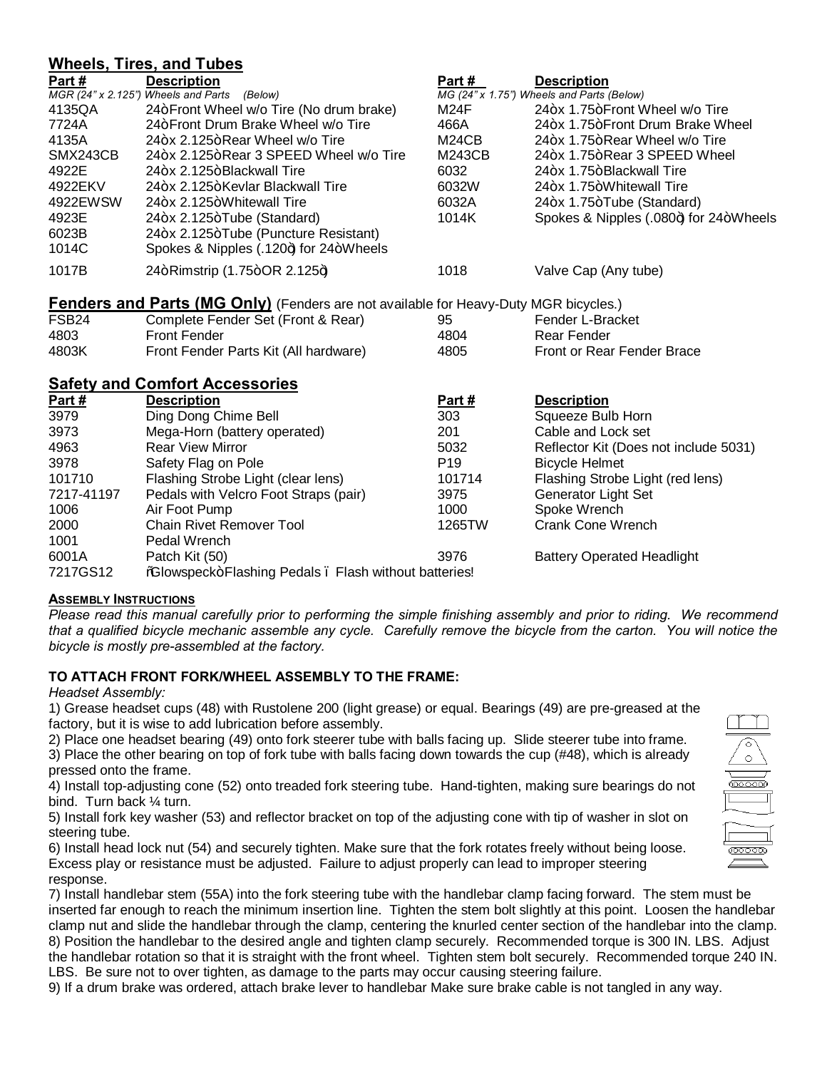## Wheels, Tires, and Tubes

| Part # | Description | Part # | Description |
|---|---|---|---|
| *MGR (24" x 2.125") Wheels and Parts (Below)* | | *MG (24" x 1.75") Wheels and Parts (Below)* | |
| 4135QA | 24" Front Wheel w/o Tire (No drum brake) | M24F | 24" x 1.75" Front Wheel w/o Tire |
| 7724A | 24" Front Drum Brake Wheel w/o Tire | 466A | 24" x 1.75" Front Drum Brake Wheel |
| 4135A | 24" x 2.125" Rear Wheel w/o Tire | M24CB | 24" x 1.75" Rear Wheel w/o Tire |
| SMX243CB | 24" x 2.125" Rear 3 SPEED Wheel w/o Tire | M243CB | 24" x 1.75" Rear 3 SPEED Wheel |
| 4922E | 24" x 2.125" Blackwall Tire | 6032 | 24" x 1.75" Blackwall Tire |
| 4922EKV | 24" x 2.125" Kevlar Blackwall Tire | 6032W | 24" x 1.75" Whitewall Tire |
| 4922EWSW | 24" x 2.125" Whitewall Tire | 6032A | 24" x 1.75" Tube (Standard) |
| 4923E | 24" x 2.125" Tube (Standard) | 1014K | Spokes & Nipples (.080") for 24" Wheels |
| 6023B | 24" x 2.125" Tube (Puncture Resistant) | | |
| 1014C | Spokes & Nipples (.120") for 24" Wheels | | |
| 1017B | 24" Rimstrip (1.75" OR 2.125") | 1018 | Valve Cap (Any tube) |

## Fenders and Parts (MG Only) (Fenders are not available for Heavy-Duty MGR bicycles.)

| Part # | Description | Part # | Description |
|---|---|---|---|
| FSB24 | Complete Fender Set (Front & Rear) | 95 | Fender L-Bracket |
| 4803 | Front Fender | 4804 | Rear Fender |
| 4803K | Front Fender Parts Kit (All hardware) | 4805 | Front or Rear Fender Brace |

## Safety and Comfort Accessories

| Part # | Description | Part # | Description |
|---|---|---|---|
| 3979 | Ding Dong Chime Bell | 303 | Squeeze Bulb Horn |
| 3973 | Mega-Horn (battery operated) | 201 | Cable and Lock set |
| 4963 | Rear View Mirror | 5032 | Reflector Kit (Does not include 5031) |
| 3978 | Safety Flag on Pole | P19 | Bicycle Helmet |
| 101710 | Flashing Strobe Light (clear lens) | 101714 | Flashing Strobe Light (red lens) |
| 7217-41197 | Pedals with Velcro Foot Straps (pair) | 3975 | Generator Light Set |
| 1006 | Air Foot Pump | 1000 | Spoke Wrench |
| 2000 | Chain Rivet Remover Tool | 1265TW | Crank Cone Wrench |
| 1001 | Pedal Wrench | | |
| 6001A | Patch Kit (50) | 3976 | Battery Operated Headlight |
| 7217GS12 | "Glowspeck" Flashing Pedals – Flash without batteries! | | |

**ASSEMBLY INSTRUCTIONS**

*Please read this manual carefully prior to performing the simple finishing assembly and prior to riding. We recommend that a qualified bicycle mechanic assemble any cycle. Carefully remove the bicycle from the carton. You will notice the bicycle is mostly pre-assembled at the factory.*

**TO ATTACH FRONT FORK/WHEEL ASSEMBLY TO THE FRAME:**

*Headset Assembly:*

1) Grease headset cups (48) with Rustolene 200 (light grease) or equal. Bearings (49) are pre-greased at the factory, but it is wise to add lubrication before assembly.
2) Place one headset bearing (49) onto fork steerer tube with balls facing up. Slide steerer tube into frame.
3) Place the other bearing on top of fork tube with balls facing down towards the cup (#48), which is already pressed onto the frame.
4) Install top-adjusting cone (52) onto treaded fork steering tube. Hand-tighten, making sure bearings do not bind. Turn back ¼ turn.
5) Install fork key washer (53) and reflector bracket on top of the adjusting cone with tip of washer in slot on steering tube.
6) Install head lock nut (54) and securely tighten. Make sure that the fork rotates freely without being loose. Excess play or resistance must be adjusted. Failure to adjust properly can lead to improper steering response.
7) Install handlebar stem (55A) into the fork steering tube with the handlebar clamp facing forward. The stem must be inserted far enough to reach the minimum insertion line. Tighten the stem bolt slightly at this point. Loosen the handlebar clamp nut and slide the handlebar through the clamp, centering the knurled center section of the handlebar into the clamp.
8) Position the handlebar to the desired angle and tighten clamp securely. Recommended torque is 300 IN. LBS. Adjust the handlebar rotation so that it is straight with the front wheel. Tighten stem bolt securely. Recommended torque 240 IN. LBS. Be sure not to over tighten, as damage to the parts may occur causing steering failure.
9) If a drum brake was ordered, attach brake lever to handlebar Make sure brake cable is not tangled in any way.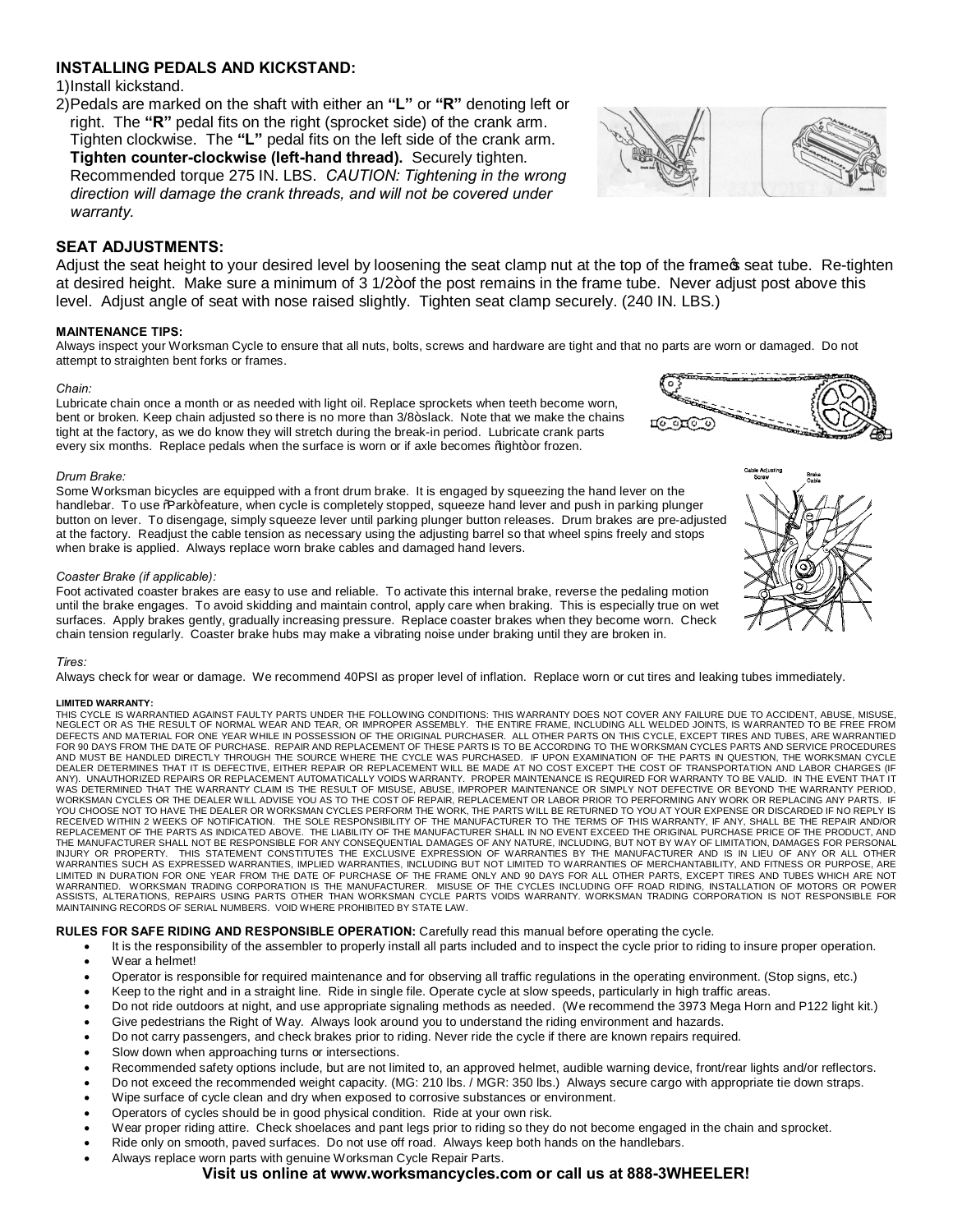## INSTALLING PEDALS AND KICKSTAND:

1)Install kickstand.

2)Pedals are marked on the shaft with either an **"L"** or **"R"** denoting left or right. The **"R"** pedal fits on the right (sprocket side) of the crank arm. Tighten clockwise. The **"L"** pedal fits on the left side of the crank arm. **Tighten counter-clockwise (left-hand thread).** Securely tighten. Recommended torque 275 IN. LBS. *CAUTION: Tightening in the wrong direction will damage the crank threads, and will not be covered under warranty.*

## SEAT ADJUSTMENTS:

Adjust the seat height to your desired level by loosening the seat clamp nut at the top of the frameᦠseat tube. Re-tighten at desired height. Make sure a minimum of 3 1/2ӯf the post remains in the frame tube. Never adjust post above this level. Adjust angle of seat with nose raised slightly. Tighten seat clamp securely. (240 IN. LBS.)

#### MAINTENANCE TIPS:

Always inspect your Worksman Cycle to ensure that all nuts, bolts, screws and hardware are tight and that no parts are worn or damaged. Do not attempt to straighten bent forks or frames.

*Chain:*

Lubricate chain once a month or as needed with light oil. Replace sprockets when teeth become worn, bent or broken. Keep chain adjusted so there is no more than 3/8Ӳslack. Note that we make the chains tight at the factory, as we do know they will stretch during the break-in period. Lubricate crank parts every six months. Replace pedals when the surface is worn or if axle becomes ҴightӠor frozen.

*Drum Brake:*

Some Worksman bicycles are equipped with a front drum brake. It is engaged by squeezing the hand lever on the handlebar. To use ҐarkӠfeature, when cycle is completely stopped, squeeze hand lever and push in parking plunger button on lever. To disengage, simply squeeze lever until parking plunger button releases. Drum brakes are pre-adjusted at the factory. Readjust the cable tension as necessary using the adjusting barrel so that wheel spins freely and stops when brake is applied. Always replace worn brake cables and damaged hand levers.

Cable Adjusting Screw
Brake Cable

*Coaster Brake (if applicable):*

Foot activated coaster brakes are easy to use and reliable. To activate this internal brake, reverse the pedaling motion until the brake engages. To avoid skidding and maintain control, apply care when braking. This is especially true on wet surfaces. Apply brakes gently, gradually increasing pressure. Replace coaster brakes when they become worn. Check chain tension regularly. Coaster brake hubs may make a vibrating noise under braking until they are broken in.

*Tires:*

Always check for wear or damage. We recommend 40PSI as proper level of inflation. Replace worn or cut tires and leaking tubes immediately.

###### LIMITED WARRANTY:

THIS CYCLE IS WARRANTIED AGAINST FAULTY PARTS UNDER THE FOLLOWING CONDITIONS: THIS WARRANTY DOES NOT COVER ANY FAILURE DUE TO ACCIDENT, ABUSE, MISUSE, NEGLECT OR AS THE RESULT OF NORMAL WEAR AND TEAR, OR IMPROPER ASSEMBLY. THE ENTIRE FRAME, INCLUDING ALL WELDED JOINTS, IS WARRANTED TO BE FREE FROM DEFECTS AND MATERIAL FOR ONE YEAR WHILE IN POSSESSION OF THE ORIGINAL PURCHASER. ALL OTHER PARTS ON THIS CYCLE, EXCEPT TIRES AND TUBES, ARE WARRANTIED FOR 90 DAYS FROM THE DATE OF PURCHASE. REPAIR AND REPLACEMENT OF THESE PARTS IS TO BE ACCORDING TO THE WORKSMAN CYCLES PARTS AND SERVICE PROCEDURES AND MUST BE HANDLED DIRECTLY THROUGH THE SOURCE WHERE THE CYCLE WAS PURCHASED. IF UPON EXAMINATION OF THE PARTS IN QUESTION, THE WORKSMAN CYCLE DEALER DETERMINES THAT IT IS DEFECTIVE, EITHER REPAIR OR REPLACEMENT WILL BE MADE AT NO COST EXCEPT THE COST OF TRANSPORTATION AND LABOR CHARGES (IF ANY). UNAUTHORIZED REPAIRS OR REPLACEMENT AUTOMATICALLY VOIDS WARRANTY. PROPER MAINTENANCE IS REQUIRED FOR WARRANTY TO BE VALID. IN THE EVENT THAT IT WAS DETERMINED THAT THE WARRANTY CLAIM IS THE RESULT OF MISUSE, ABUSE, IMPROPER MAINTENANCE OR SIMPLY NOT DEFECTIVE OR BEYOND THE WARRANTY PERIOD, WORKSMAN CYCLES OR THE DEALER WILL ADVISE YOU AS TO THE COST OF REPAIR, REPLACEMENT OR LABOR PRIOR TO PERFORMING ANY WORK OR REPLACING ANY PARTS. IF YOU CHOOSE NOT TO HAVE THE DEALER OR WORKSMAN CYCLES PERFORM THE WORK, THE PARTS WILL BE RETURNED TO YOU AT YOUR EXPENSE OR DISCARDED IF NO REPLY IS RECEIVED WITHIN 2 WEEKS OF NOTIFICATION. THE SOLE RESPONSIBILITY OF THE MANUFACTURER TO THE TERMS OF THIS WARRANTY, IF ANY, SHALL BE THE REPAIR AND/OR REPLACEMENT OF THE PARTS AS INDICATED ABOVE. THE LIABILITY OF THE MANUFACTURER SHALL IN NO EVENT EXCEED THE ORIGINAL PURCHASE PRICE OF THE PRODUCT, AND THE MANUFACTURER SHALL NOT BE RESPONSIBLE FOR ANY CONSEQUENTIAL DAMAGES OF ANY NATURE, INCLUDING, BUT NOT BY WAY OF LIMITATION, DAMAGES FOR PERSONAL INJURY OR PROPERTY. THIS STATEMENT CONSTITUTES THE EXCLUSIVE EXPRESSION OF WARRANTIES BY THE MANUFACTURER AND IS IN LIEU OF ANY OR ALL OTHER WARRANTIES SUCH AS EXPRESSED WARRANTIES, IMPLIED WARRANTIES, INCLUDING BUT NOT LIMITED TO WARRANTIES OF MERCHANTABILITY, AND FITNESS OR PURPOSE, ARE LIMITED IN DURATION FOR ONE YEAR FROM THE DATE OF PURCHASE OF THE FRAME ONLY AND 90 DAYS FOR ALL OTHER PARTS, EXCEPT TIRES AND TUBES WHICH ARE NOT WARRANTIED. WORKSMAN TRADING CORPORATION IS THE MANUFACTURER. MISUSE OF THE CYCLES INCLUDING OFF ROAD RIDING, INSTALLATION OF MOTORS OR POWER ASSISTS, ALTERATIONS, REPAIRS USING PARTS OTHER THAN WORKSMAN CYCLE PARTS VOIDS WARRANTY. WORKSMAN TRADING CORPORATION IS NOT RESPONSIBLE FOR MAINTAINING RECORDS OF SERIAL NUMBERS. VOID WHERE PROHIBITED BY STATE LAW.

**RULES FOR SAFE RIDING AND RESPONSIBLE OPERATION:** Carefully read this manual before operating the cycle.

- It is the responsibility of the assembler to properly install all parts included and to inspect the cycle prior to riding to insure proper operation.
- Wear a helmet!
- Operator is responsible for required maintenance and for observing all traffic regulations in the operating environment. (Stop signs, etc.)
- Keep to the right and in a straight line. Ride in single file. Operate cycle at slow speeds, particularly in high traffic areas.
- Do not ride outdoors at night, and use appropriate signaling methods as needed. (We recommend the 3973 Mega Horn and P122 light kit.)
- Give pedestrians the Right of Way. Always look around you to understand the riding environment and hazards.
- Do not carry passengers, and check brakes prior to riding. Never ride the cycle if there are known repairs required.
- Slow down when approaching turns or intersections.
- Recommended safety options include, but are not limited to, an approved helmet, audible warning device, front/rear lights and/or reflectors.
- Do not exceed the recommended weight capacity. (MG: 210 lbs. / MGR: 350 lbs.) Always secure cargo with appropriate tie down straps.
- Wipe surface of cycle clean and dry when exposed to corrosive substances or environment.
- Operators of cycles should be in good physical condition. Ride at your own risk.
- Wear proper riding attire. Check shoelaces and pant legs prior to riding so they do not become engaged in the chain and sprocket.
- Ride only on smooth, paved surfaces. Do not use off road. Always keep both hands on the handlebars.
- Always replace worn parts with genuine Worksman Cycle Repair Parts.

**Visit us online at www.worksmancycles.com or call us at 888-3WHEELER!**